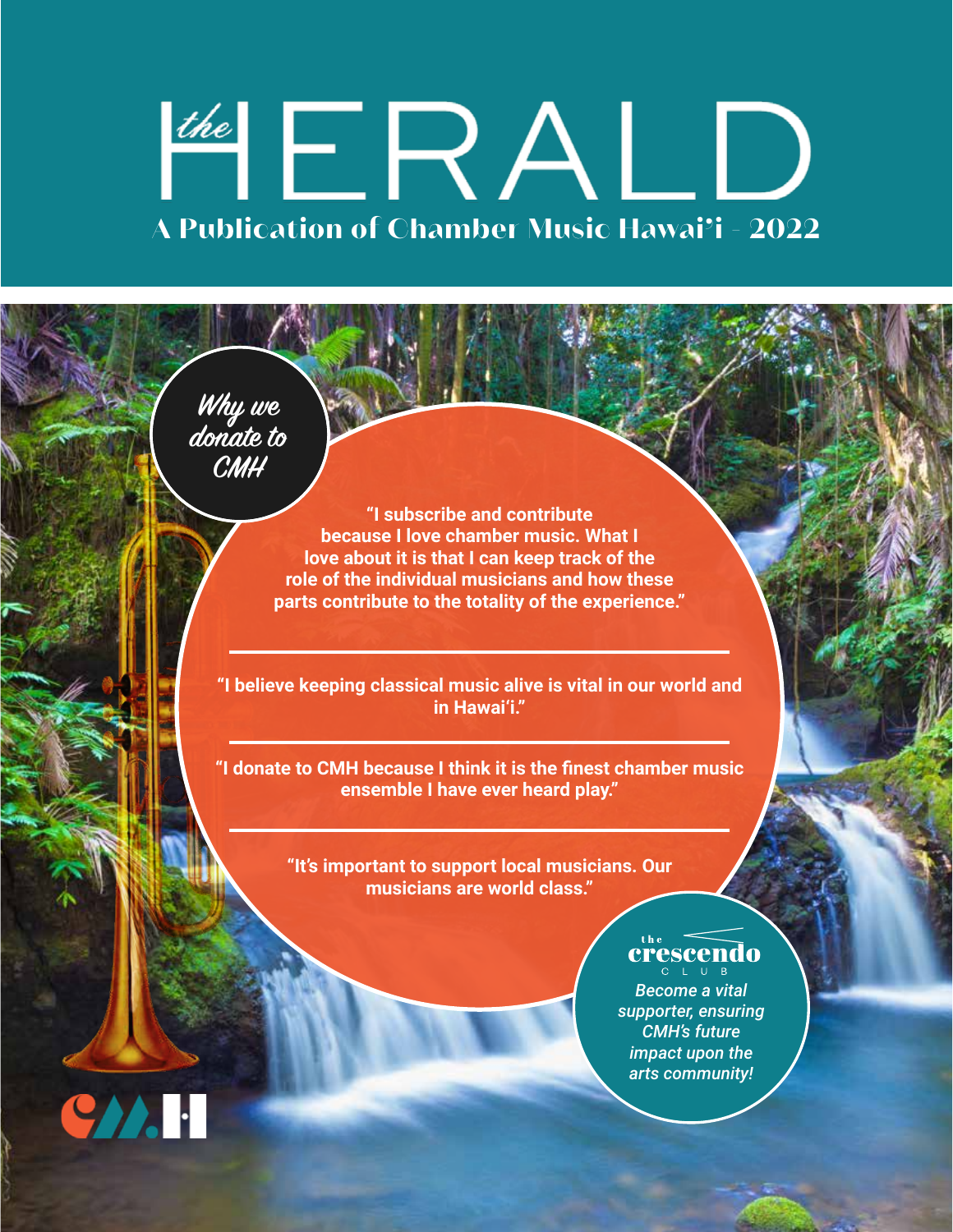# *the* HERALD

## A Publication of Chamber Music Hawai'i - 2022

### *Why we donate to CMH*

**"I subscribe and contribute because I love chamber music. What I love about it is that I can keep track of the role of the individual musicians and how these parts contribute to the totality of the experience."**

---

**"I believe keeping classical music alive is vital in our world and in Hawai'i."**

---

**"I donate to CMH because I think it is the finest chamber music ensemble I have ever heard play."**

---

**"It's important to support local musicians. Our musicians are world class."**

**the crescendo CLUB**

***Become a vital supporter, ensuring CMH's future impact upon the arts community!***

CMH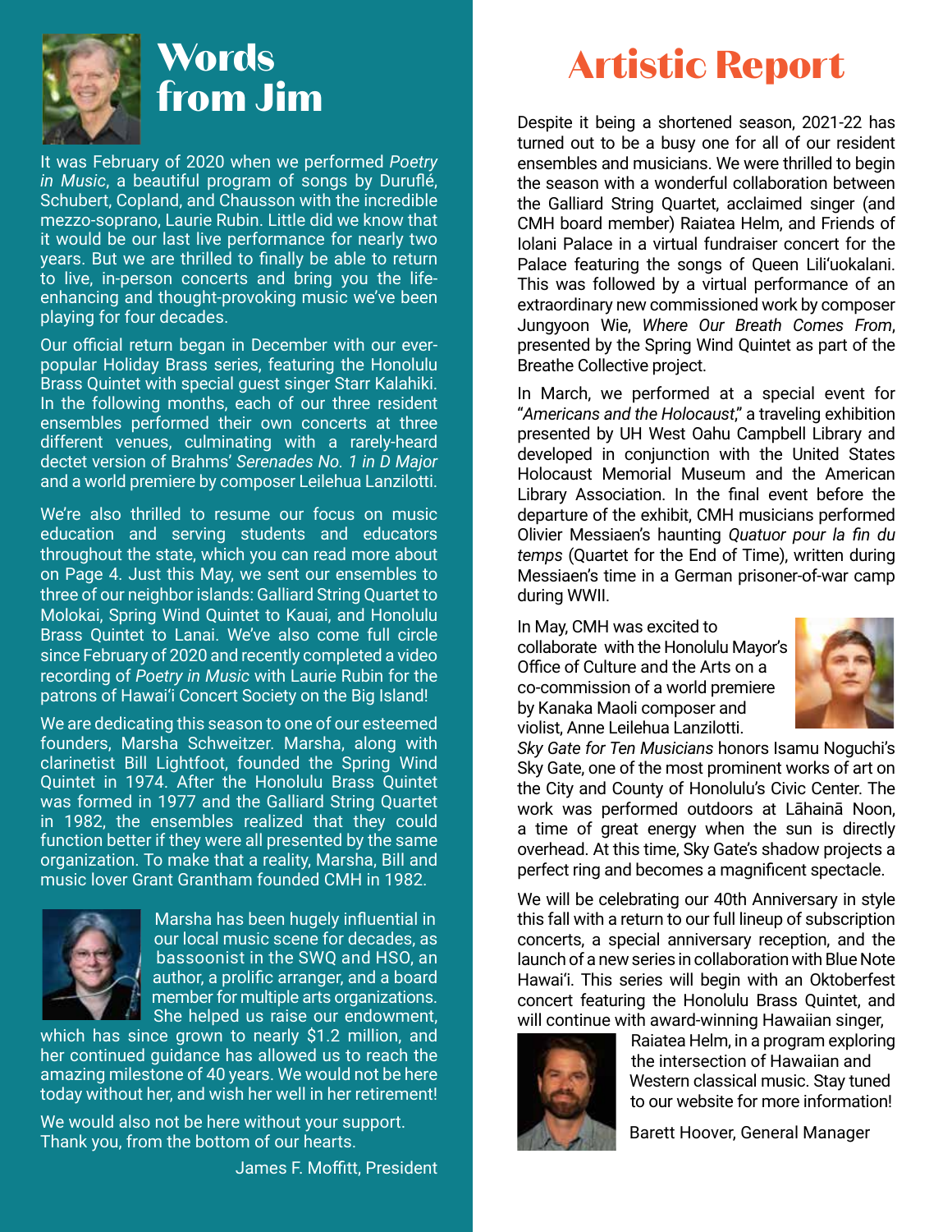# Words from Jim

It was February of 2020 when we performed *Poetry in Music*, a beautiful program of songs by Duruflé, Schubert, Copland, and Chausson with the incredible mezzo-soprano, Laurie Rubin. Little did we know that it would be our last live performance for nearly two years. But we are thrilled to finally be able to return to live, in-person concerts and bring you the life-enhancing and thought-provoking music we've been playing for four decades.

Our official return began in December with our ever-popular Holiday Brass series, featuring the Honolulu Brass Quintet with special guest singer Starr Kalahiki. In the following months, each of our three resident ensembles performed their own concerts at three different venues, culminating with a rarely-heard dectet version of Brahms' *Serenades No. 1 in D Major* and a world premiere by composer Leilehua Lanzilotti.

We're also thrilled to resume our focus on music education and serving students and educators throughout the state, which you can read more about on Page 4. Just this May, we sent our ensembles to three of our neighbor islands: Galliard String Quartet to Molokai, Spring Wind Quintet to Kauai, and Honolulu Brass Quintet to Lanai. We've also come full circle since February of 2020 and recently completed a video recording of *Poetry in Music* with Laurie Rubin for the patrons of Hawai'i Concert Society on the Big Island!

We are dedicating this season to one of our esteemed founders, Marsha Schweitzer. Marsha, along with clarinetist Bill Lightfoot, founded the Spring Wind Quintet in 1974. After the Honolulu Brass Quintet was formed in 1977 and the Galliard String Quartet in 1982, the ensembles realized that they could function better if they were all presented by the same organization. To make that a reality, Marsha, Bill and music lover Grant Grantham founded CMH in 1982.

Marsha has been hugely influential in our local music scene for decades, as bassoonist in the SWQ and HSO, an author, a prolific arranger, and a board member for multiple arts organizations. She helped us raise our endowment, which has since grown to nearly $1.2 million, and her continued guidance has allowed us to reach the amazing milestone of 40 years. We would not be here today without her, and wish her well in her retirement!

We would also not be here without your support. Thank you, from the bottom of our hearts.

James F. Moffitt, President

# Artistic Report

Despite it being a shortened season, 2021-22 has turned out to be a busy one for all of our resident ensembles and musicians. We were thrilled to begin the season with a wonderful collaboration between the Galliard String Quartet, acclaimed singer (and CMH board member) Raiatea Helm, and Friends of Iolani Palace in a virtual fundraiser concert for the Palace featuring the songs of Queen Lili'uokalani. This was followed by a virtual performance of an extraordinary new commissioned work by composer Jungyoon Wie, *Where Our Breath Comes From*, presented by the Spring Wind Quintet as part of the Breathe Collective project.

In March, we performed at a special event for "*Americans and the Holocaust*," a traveling exhibition presented by UH West Oahu Campbell Library and developed in conjunction with the United States Holocaust Memorial Museum and the American Library Association. In the final event before the departure of the exhibit, CMH musicians performed Olivier Messiaen's haunting *Quatuor pour la fin du temps* (Quartet for the End of Time), written during Messiaen's time in a German prisoner-of-war camp during WWII.

In May, CMH was excited to collaborate with the Honolulu Mayor's Office of Culture and the Arts on a co-commission of a world premiere by Kanaka Maoli composer and violist, Anne Leilehua Lanzilotti. *Sky Gate for Ten Musicians* honors Isamu Noguchi's Sky Gate, one of the most prominent works of art on the City and County of Honolulu's Civic Center. The work was performed outdoors at Lāhainā Noon, a time of great energy when the sun is directly overhead. At this time, Sky Gate's shadow projects a perfect ring and becomes a magnificent spectacle.

We will be celebrating our 40th Anniversary in style this fall with a return to our full lineup of subscription concerts, a special anniversary reception, and the launch of a new series in collaboration with Blue Note Hawai'i. This series will begin with an Oktoberfest concert featuring the Honolulu Brass Quintet, and will continue with award-winning Hawaiian singer, Raiatea Helm, in a program exploring the intersection of Hawaiian and Western classical music. Stay tuned to our website for more information!

Barett Hoover, General Manager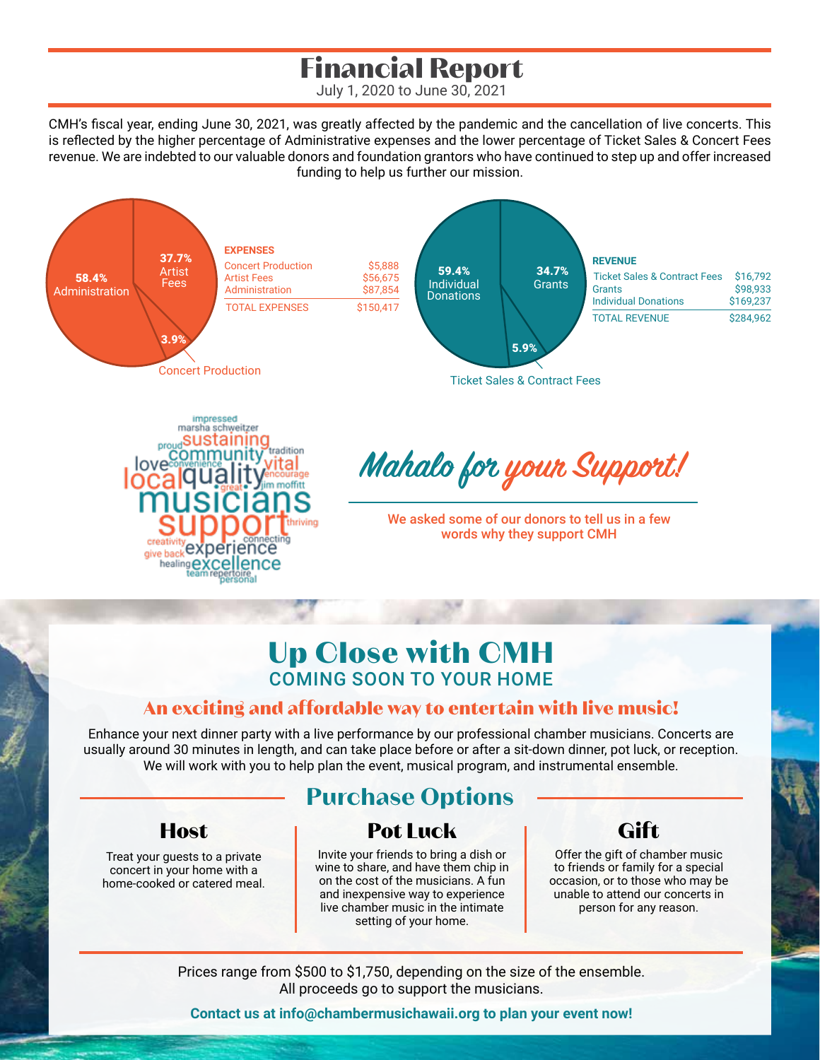# Financial Report

July 1, 2020 to June 30, 2021

CMH's fiscal year, ending June 30, 2021, was greatly affected by the pandemic and the cancellation of live concerts. This is reflected by the higher percentage of Administrative expenses and the lower percentage of Ticket Sales & Concert Fees revenue. We are indebted to our valuable donors and foundation grantors who have continued to step up and offer increased funding to help us further our mission.

58.4% Administration
37.7% Artist Fees
3.9% Concert Production

| EXPENSES | |
|---|---|
| Concert Production | $5,888 |
| Artist Fees | $56,675 |
| Administration | $87,854 |
| TOTAL EXPENSES | $150,417 |

59.4% Individual Donations
34.7% Grants
5.9% Ticket Sales & Contract Fees

| REVENUE | |
|---|---|
| Ticket Sales & Contract Fees | $16,792 |
| Grants | $98,933 |
| Individual Donations | $169,237 |
| TOTAL REVENUE | $284,962 |

impressed marsha schweitzer proud sustaining community tradition love convenience vital local quality encourage great jim moffitt musicians support thriving creativity connecting give back experience healing excellence team repertoire personal

## *Mahalo for your Support!*

We asked some of our donors to tell us in a few words why they support CMH

# Up Close with CMH

## COMING SOON TO YOUR HOME

### An exciting and affordable way to entertain with live music!

Enhance your next dinner party with a live performance by our professional chamber musicians. Concerts are usually around 30 minutes in length, and can take place before or after a sit-down dinner, pot luck, or reception. We will work with you to help plan the event, musical program, and instrumental ensemble.

## Purchase Options

### Host

Treat your guests to a private concert in your home with a home-cooked or catered meal.

### Pot Luck

Invite your friends to bring a dish or wine to share, and have them chip in on the cost of the musicians. A fun and inexpensive way to experience live chamber music in the intimate setting of your home.

### Gift

Offer the gift of chamber music to friends or family for a special occasion, or to those who may be unable to attend our concerts in person for any reason.

Prices range from $500 to $1,750, depending on the size of the ensemble.
All proceeds go to support the musicians.

**Contact us at info@chambermusichawaii.org to plan your event now!**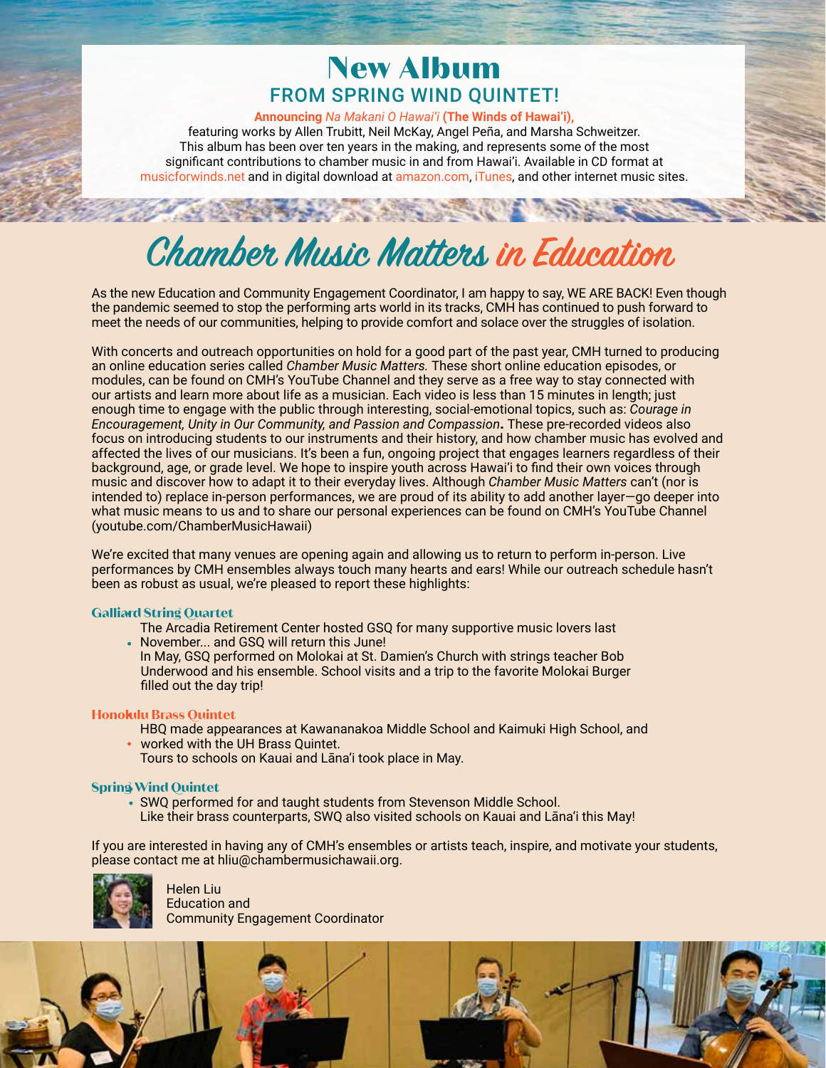# New Album

## FROM SPRING WIND QUINTET!

**Announcing *Na Makani O Hawai'i* (The Winds of Hawai'i),**
featuring works by Allen Trubitt, Neil McKay, Angel Peña, and Marsha Schweitzer. This album has been over ten years in the making, and represents some of the most significant contributions to chamber music in and from Hawai'i. Available in CD format at musicforwinds.net and in digital download at amazon.com, iTunes, and other internet music sites.

# Chamber Music Matters in Education

As the new Education and Community Engagement Coordinator, I am happy to say, WE ARE BACK! Even though the pandemic seemed to stop the performing arts world in its tracks, CMH has continued to push forward to meet the needs of our communities, helping to provide comfort and solace over the struggles of isolation.

With concerts and outreach opportunities on hold for a good part of the past year, CMH turned to producing an online education series called *Chamber Music Matters*. These short online education episodes, or modules, can be found on CMH's YouTube Channel and they serve as a free way to stay connected with our artists and learn more about life as a musician. Each video is less than 15 minutes in length; just enough time to engage with the public through interesting, social-emotional topics, such as: *Courage in Encouragement, Unity in Our Community, and Passion and Compassion***.** These pre-recorded videos also focus on introducing students to our instruments and their history, and how chamber music has evolved and affected the lives of our musicians. It's been a fun, ongoing project that engages learners regardless of their background, age, or grade level. We hope to inspire youth across Hawai'i to find their own voices through music and discover how to adapt it to their everyday lives. Although *Chamber Music Matters* can't (nor is intended to) replace in-person performances, we are proud of its ability to add another layer—go deeper into what music means to us and to share our personal experiences can be found on CMH's YouTube Channel (youtube.com/ChamberMusicHawaii)

We're excited that many venues are opening again and allowing us to return to perform in-person. Live performances by CMH ensembles always touch many hearts and ears! While our outreach schedule hasn't been as robust as usual, we're pleased to report these highlights:

### Galliard String Quartet

- The Arcadia Retirement Center hosted GSQ for many supportive music lovers last November... and GSQ will return this June!
  In May, GSQ performed on Molokai at St. Damien's Church with strings teacher Bob Underwood and his ensemble. School visits and a trip to the favorite Molokai Burger filled out the day trip!

### Honolulu Brass Quintet

- HBQ made appearances at Kawananakoa Middle School and Kaimuki High School, and worked with the UH Brass Quintet.
  Tours to schools on Kauai and Lāna'i took place in May.

### Spring Wind Quintet

- SWQ performed for and taught students from Stevenson Middle School.
  Like their brass counterparts, SWQ also visited schools on Kauai and Lāna'i this May!

If you are interested in having any of CMH's ensembles or artists teach, inspire, and motivate your students, please contact me at hliu@chambermusichawaii.org.

Helen Liu
Education and
Community Engagement Coordinator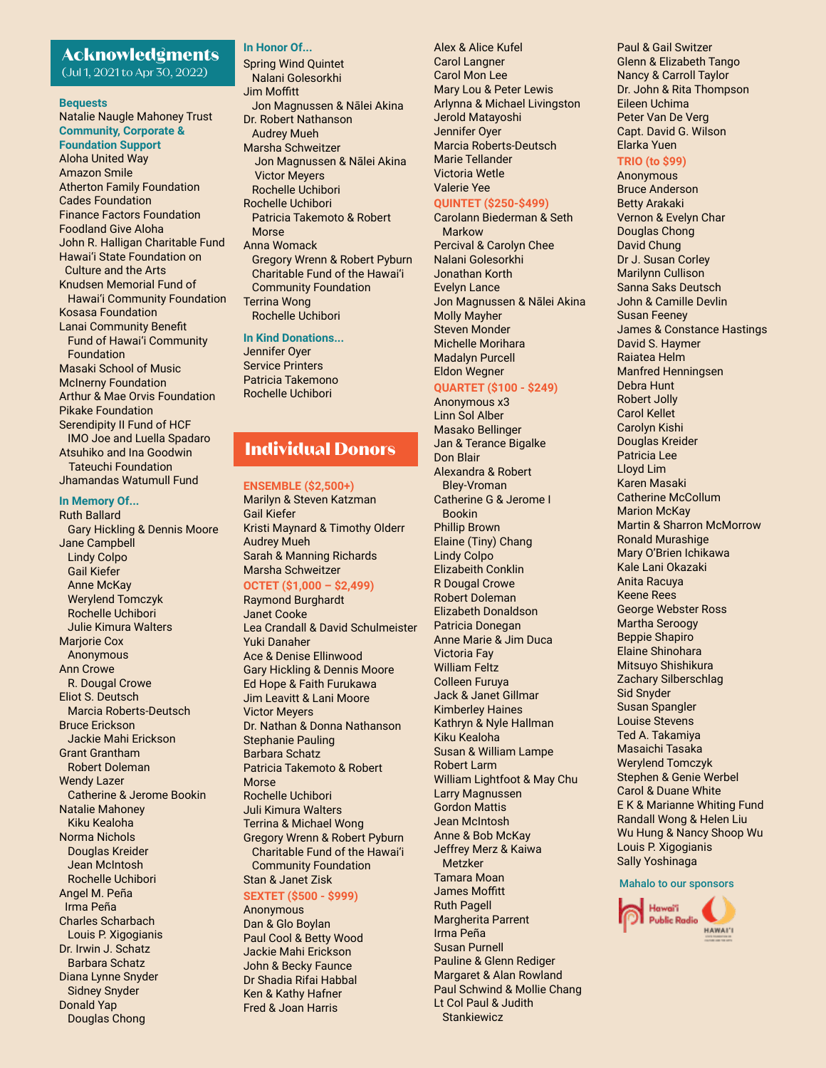# Acknowledgments

(Jul 1, 2021 to Apr 30, 2022)

### Bequests

Natalie Naugle Mahoney Trust

### Community, Corporate & Foundation Support

Aloha United Way
Amazon Smile
Atherton Family Foundation
Cades Foundation
Finance Factors Foundation
Foodland Give Aloha
John R. Halligan Charitable Fund
Hawaiʻi State Foundation on Culture and the Arts
Knudsen Memorial Fund of Hawaiʻi Community Foundation
Kosasa Foundation
Lanai Community Benefit Fund of Hawaiʻi Community Foundation
Masaki School of Music
McInerny Foundation
Arthur & Mae Orvis Foundation
Pikake Foundation
Serendipity II Fund of HCF IMO Joe and Luella Spadaro
Atsuhiko and Ina Goodwin Tateuchi Foundation
Jhamandas Watumull Fund

### In Memory Of...

Ruth Ballard
- Gary Hickling & Dennis Moore

Jane Campbell
- Lindy Colpo
- Gail Kiefer
- Anne McKay
- Werylend Tomczyk
- Rochelle Uchibori
- Julie Kimura Walters

Marjorie Cox
- Anonymous

Ann Crowe
- R. Dougal Crowe

Eliot S. Deutsch
- Marcia Roberts-Deutsch

Bruce Erickson
- Jackie Mahi Erickson

Grant Grantham
- Robert Doleman

Wendy Lazer
- Catherine & Jerome Bookin

Natalie Mahoney
- Kiku Kealoha

Norma Nichols
- Douglas Kreider
- Jean McIntosh
- Rochelle Uchibori

Angel M. Peña
- Irma Peña

Charles Scharbach
- Louis P. Xigogianis

Dr. Irwin J. Schatz
- Barbara Schatz

Diana Lynne Snyder
- Sidney Snyder

Donald Yap
- Douglas Chong

### In Honor Of...

Spring Wind Quintet
- Nalani Golesorkhi

Jim Moffitt
- Jon Magnussen & Nālei Akina

Dr. Robert Nathanson
- Audrey Mueh

Marsha Schweitzer
- Jon Magnussen & Nālei Akina
- Victor Meyers
- Rochelle Uchibori

Rochelle Uchibori
- Patricia Takemoto & Robert Morse

Anna Womack
- Gregory Wrenn & Robert Pyburn Charitable Fund of the Hawaiʻi Community Foundation

Terrina Wong
- Rochelle Uchibori

### In Kind Donations...

Jennifer Oyer
Service Printers
Patricia Takemono
Rochelle Uchibori

# Individual Donors

### ENSEMBLE ($2,500+)

Marilyn & Steven Katzman
Gail Kiefer
Kristi Maynard & Timothy Olderr
Audrey Mueh
Sarah & Manning Richards
Marsha Schweitzer

### OCTET ($1,000 – $2,499)

Raymond Burghardt
Janet Cooke
Lea Crandall & David Schulmeister
Yuki Danaher
Ace & Denise Ellinwood
Gary Hickling & Dennis Moore
Ed Hope & Faith Furukawa
Jim Leavitt & Lani Moore
Victor Meyers
Dr. Nathan & Donna Nathanson
Stephanie Pauling
Barbara Schatz
Patricia Takemoto & Robert Morse
Rochelle Uchibori
Juli Kimura Walters
Terrina & Michael Wong
Gregory Wrenn & Robert Pyburn Charitable Fund of the Hawaiʻi Community Foundation
Stan & Janet Zisk

### SEXTET ($500 - $999)

Anonymous
Dan & Glo Boylan
Paul Cool & Betty Wood
Jackie Mahi Erickson
John & Becky Faunce
Dr Shadia Rifai Habbal
Ken & Kathy Hafner
Fred & Joan Harris
Alex & Alice Kufel
Carol Langner
Carol Mon Lee
Mary Lou & Peter Lewis
Arlynna & Michael Livingston
Jerold Matayoshi
Jennifer Oyer
Marcia Roberts-Deutsch
Marie Tellander
Victoria Wetle
Valerie Yee

### QUINTET ($250-$499)

Carolann Biederman & Seth Markow
Percival & Carolyn Chee
Nalani Golesorkhi
Jonathan Korth
Evelyn Lance
Jon Magnussen & Nālei Akina
Molly Mayher
Steven Monder
Michelle Morihara
Madalyn Purcell
Eldon Wegner

### QUARTET ($100 - $249)

Anonymous x3
Linn Sol Alber
Masako Bellinger
Jan & Terance Bigalke
Don Blair
Alexandra & Robert Bley-Vroman
Catherine G & Jerome I Bookin
Phillip Brown
Elaine (Tiny) Chang
Lindy Colpo
Elizabeith Conklin
R Dougal Crowe
Robert Doleman
Elizabeth Donaldson
Patricia Donegan
Anne Marie & Jim Duca
Victoria Fay
William Feltz
Colleen Furuya
Jack & Janet Gillmar
Kimberley Haines
Kathryn & Nyle Hallman
Kiku Kealoha
Susan & William Lampe
Robert Larm
William Lightfoot & May Chu
Larry Magnussen
Gordon Mattis
Jean McIntosh
Anne & Bob McKay
Jeffrey Merz & Kaiwa Metzker
Tamara Moan
James Moffitt
Ruth Pagell
Margherita Parrent
Irma Peña
Susan Purnell
Pauline & Glenn Rediger
Margaret & Alan Rowland
Paul Schwind & Mollie Chang
Lt Col Paul & Judith Stankiewicz
Paul & Gail Switzer
Glenn & Elizabeth Tango
Nancy & Carroll Taylor
Dr. John & Rita Thompson
Eileen Uchima
Peter Van De Verg
Capt. David G. Wilson
Elarka Yuen

### TRIO (to $99)

Anonymous
Bruce Anderson
Betty Arakaki
Vernon & Evelyn Char
Douglas Chong
David Chung
Dr J. Susan Corley
Marilynn Cullison
Sanna Saks Deutsch
John & Camille Devlin
Susan Feeney
James & Constance Hastings
David S. Haymer
Raiatea Helm
Manfred Henningsen
Debra Hunt
Robert Jolly
Carol Kellet
Carolyn Kishi
Douglas Kreider
Patricia Lee
Lloyd Lim
Karen Masaki
Catherine McCollum
Marion McKay
Martin & Sharron McMorrow
Ronald Murashige
Mary O'Brien Ichikawa
Kale Lani Okazaki
Anita Racuya
Keene Rees
George Webster Ross
Martha Seroogy
Beppie Shapiro
Elaine Shinohara
Mitsuyo Shishikura
Zachary Silberschlag
Sid Snyder
Susan Spangler
Louise Stevens
Ted A. Takamiya
Masaichi Tasaka
Werylend Tomczyk
Stephen & Genie Werbel
Carol & Duane White
E K & Marianne Whiting Fund
Randall Wong & Helen Liu
Wu Hung & Nancy Shoop Wu
Louis P. Xigogianis
Sally Yoshinaga

Mahalo to our sponsors

Hawaiʻi Public Radio
HAWAIʻI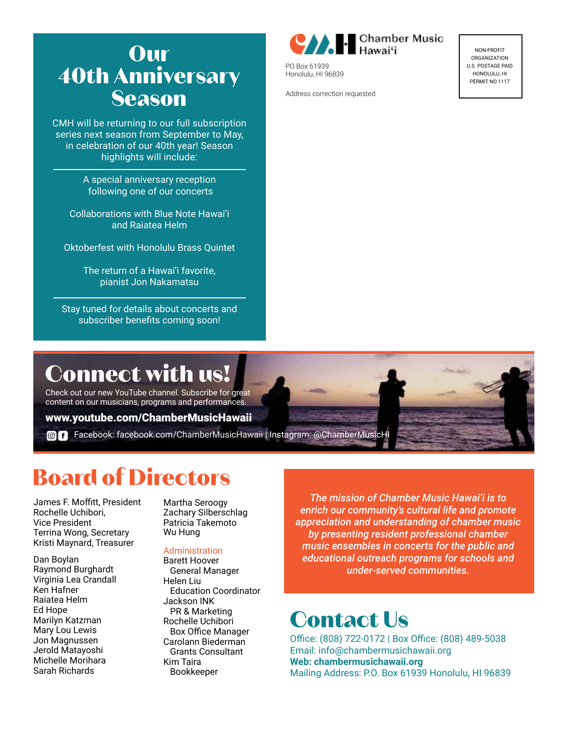# Our 40th Anniversary Season

CMH will be returning to our full subscription series next season from September to May, in celebration of our 40th year! Season highlights will include:

A special anniversary reception following one of our concerts

Collaborations with Blue Note Hawai'i and Raiatea Helm

Oktoberfest with Honolulu Brass Quintet

The return of a Hawai'i favorite, pianist Jon Nakamatsu

Stay tuned for details about concerts and subscriber benefits coming soon!

Chamber Music Hawaiʻi

PO Box 61939
Honolulu, HI 96839

Address correction requested

NON-PROFIT
ORGANIZATION
U.S. POSTAGE PAID
HONOLULU, HI
PERMIT NO.1117

# Connect with us!

Check out our new YouTube channel. Subscribe for great content on our musicians, programs and performances.

**www.youtube.com/ChamberMusicHawaii**

Facebook: facebook.com/ChamberMusicHawaii | Instagram: @ChamberMusicHI

# Board of Directors

James F. Moffitt, President
Rochelle Uchibori,
Vice President
Terrina Wong, Secretary
Kristi Maynard, Treasurer

Dan Boylan
Raymond Burghardt
Virginia Lea Crandall
Ken Hafner
Raiatea Helm
Ed Hope
Marilyn Katzman
Mary Lou Lewis
Jon Magnussen
Jerold Matayoshi
Michelle Morihara
Sarah Richards
Martha Seroogy
Zachary Silberschlag
Patricia Takemoto
Wu Hung

## Administration

Barett Hoover
General Manager
Helen Liu
Education Coordinator
Jackson INK
PR & Marketing
Rochelle Uchibori
Box Office Manager
Carolann Biederman
Grants Consultant
Kim Taira
Bookkeeper

*The mission of Chamber Music Hawaiʻi is to enrich our community's cultural life and promote appreciation and understanding of chamber music by presenting resident professional chamber music ensembles in concerts for the public and educational outreach programs for schools and under-served communities.*

# Contact Us

Office: (808) 722-0172 | Box Office: (808) 489-5038
Email: info@chambermusichawaii.org
**Web: chambermusichawaii.org**
Mailing Address: P.O. Box 61939 Honolulu, HI 96839